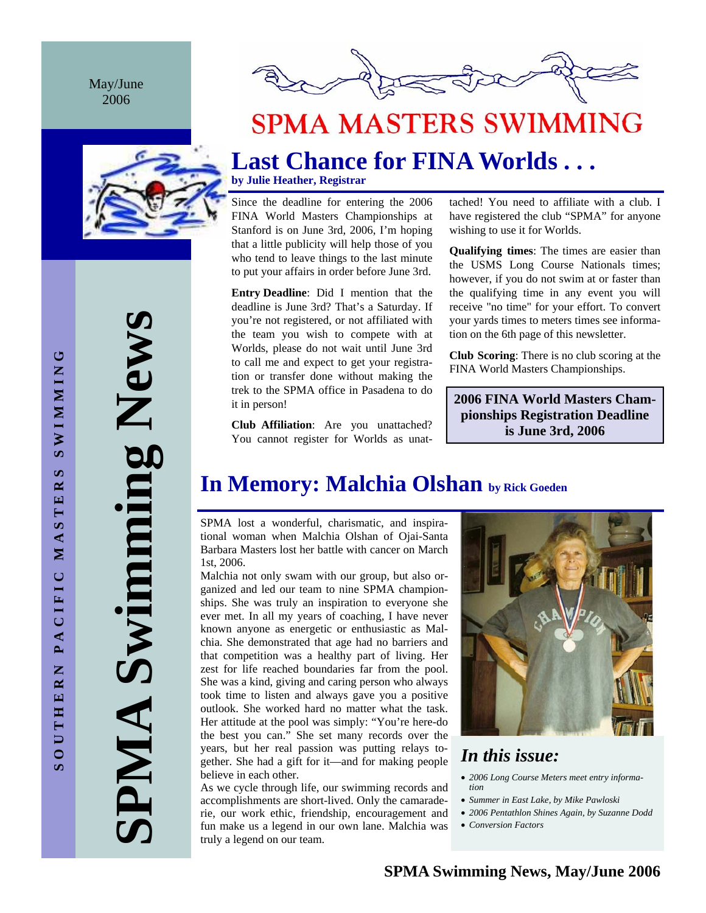May/June 2006

# SPMA MASTERS SWIMMING

SOUTHERN PACIFIC MASTERS SWIMMING

**SPMA Swimming News**

## Last Chance for FINA Worlds . . .

**by Julie Heather, Registrar**

Since the deadline for entering the 2006 FINA World Masters Championships at Stanford is on June 3rd, 2006, I'm hoping that a little publicity will help those of you who tend to leave things to the last minute to put your affairs in order before June 3rd.

**Entry Deadline**: Did I mention that the deadline is June 3rd? That's a Saturday. If you're not registered, or not affiliated with the team you wish to compete with at Worlds, please do not wait until June 3rd to call me and expect to get your registration or transfer done without making the trek to the SPMA office in Pasadena to do it in person!

**Club Affiliation**: Are you unattached? You cannot register for Worlds as unattached! You need to affiliate with a club. I have registered the club "SPMA" for anyone wishing to use it for Worlds.

**Qualifying times**: The times are easier than the USMS Long Course Nationals times; however, if you do not swim at or faster than the qualifying time in any event you will receive "no time" for your effort. To convert your yards times to meters times see information on the 6th page of this newsletter.

**Club Scoring**: There is no club scoring at the FINA World Masters Championships.

**2006 FINA World Masters Championships Registration Deadline is June 3rd, 2006**

## In Memory: Malchia Olshan by Rick Goeden

SPMA lost a wonderful, charismatic, and inspirational woman when Malchia Olshan of Ojai-Santa Barbara Masters lost her battle with cancer on March 1st, 2006.

Malchia not only swam with our group, but also organized and led our team to nine SPMA championships. She was truly an inspiration to everyone she ever met. In all my years of coaching, I have never known anyone as energetic or enthusiastic as Malchia. She demonstrated that age had no barriers and that competition was a healthy part of living. Her zest for life reached boundaries far from the pool. She was a kind, giving and caring person who always took time to listen and always gave you a positive outlook. She worked hard no matter what the task. Her attitude at the pool was simply: "You're here-do the best you can." She set many records over the years, but her real passion was putting relays together. She had a gift for it—and for making people believe in each other.

As we cycle through life, our swimming records and accomplishments are short-lived. Only the camaraderie, our work ethic, friendship, encouragement and fun make us a legend in our own lane. Malchia was truly a legend on our team.

### *In this issue:*

- *2006 Long Course Meters meet entry information*
- *Summer in East Lake, by Mike Pawloski*
- *2006 Pentathlon Shines Again, by Suzanne Dodd*
- *Conversion Factors*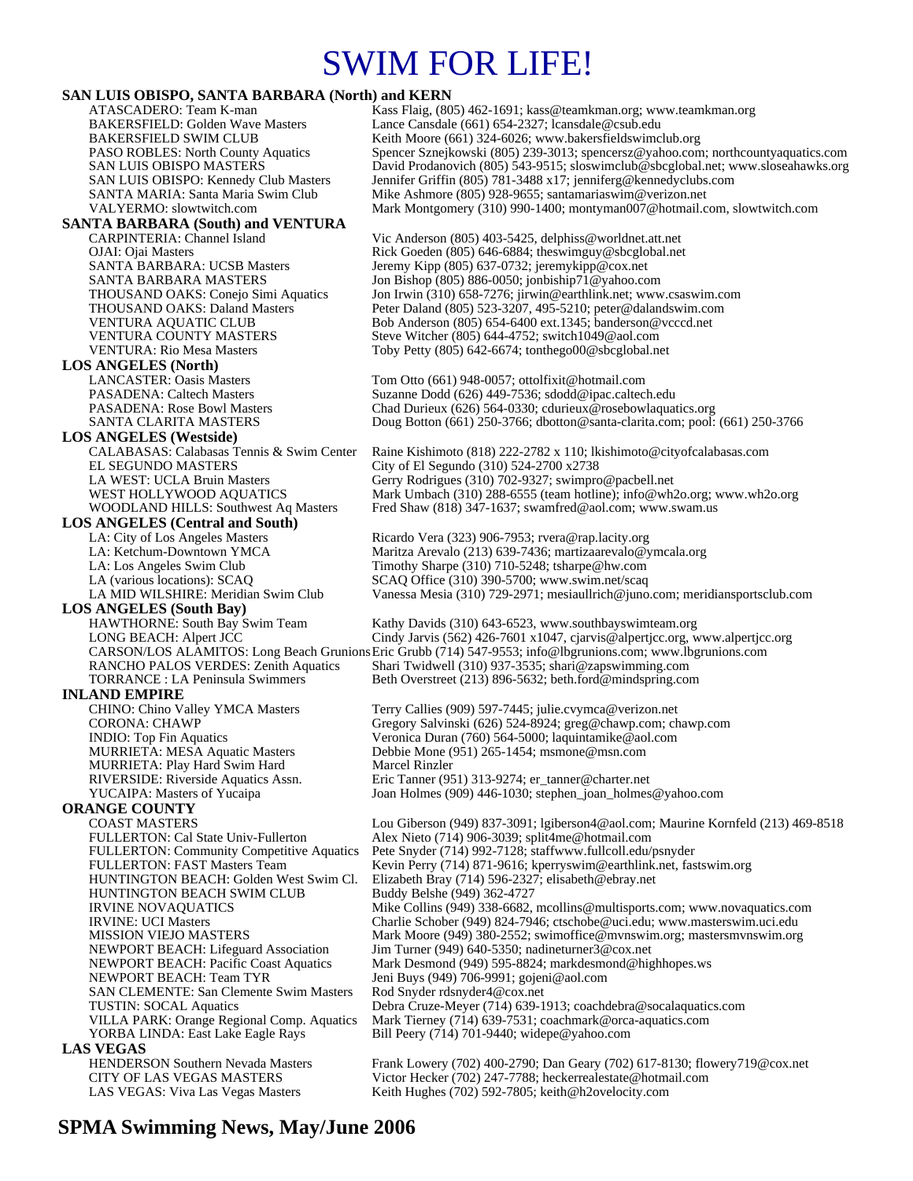# SWIM FOR LIFE!

**SAN LUIS OBISPO, SANTA BARBARA (North) and KERN**

| | |
|---|---|
| ATASCADERO: Team K-man | Kass Flaig, (805) 462-1691; kass@teamkman.org; www.teamkman.org |
| BAKERSFIELD: Golden Wave Masters | Lance Cansdale (661) 654-2327; lcansdale@csub.edu |
| BAKERSFIELD SWIM CLUB | Keith Moore (661) 324-6026; www.bakersfieldswimclub.org |
| PASO ROBLES: North County Aquatics | Spencer Sznejkowski (805) 239-3013; spencersz@yahoo.com; northcountyaquatics.com |
| SAN LUIS OBISPO MASTERS | David Prodanovich (805) 543-9515; sloswimclub@sbcglobal.net; www.sloseahawks.org |
| SAN LUIS OBISPO: Kennedy Club Masters | Jennifer Griffin (805) 781-3488 x17; jenniferg@kennedyclubs.com |
| SANTA MARIA: Santa Maria Swim Club | Mike Ashmore (805) 928-9655; santamariaswim@verizon.net |
| VALYERMO: slowtwitch.com | Mark Montgomery (310) 990-1400; montyman007@hotmail.com, slowtwitch.com |

**SANTA BARBARA (South) and VENTURA**

| | |
|---|---|
| CARPINTERIA: Channel Island | Vic Anderson (805) 403-5425, delphiss@worldnet.att.net |
| OJAI: Ojai Masters | Rick Goeden (805) 646-6884; theswimguy@sbcglobal.net |
| SANTA BARBARA: UCSB Masters | Jeremy Kipp (805) 637-0732; jeremykipp@cox.net |
| SANTA BARBARA MASTERS | Jon Bishop (805) 886-0050; jonbiship71@yahoo.com |
| THOUSAND OAKS: Conejo Simi Aquatics | Jon Irwin (310) 658-7276; jirwin@earthlink.net; www.csaswim.com |
| THOUSAND OAKS: Daland Masters | Peter Daland (805) 523-3207, 495-5210; peter@dalandswim.com |
| VENTURA AQUATIC CLUB | Bob Anderson (805) 654-6400 ext.1345; banderson@vcccd.net |
| VENTURA COUNTY MASTERS | Steve Witcher (805) 644-4752; switch1049@aol.com |
| VENTURA: Rio Mesa Masters | Toby Petty (805) 642-6674; tonthego00@sbcglobal.net |

**LOS ANGELES (North)**

| | |
|---|---|
| LANCASTER: Oasis Masters | Tom Otto (661) 948-0057; ottolfixit@hotmail.com |
| PASADENA: Caltech Masters | Suzanne Dodd (626) 449-7536; sdodd@ipac.caltech.edu |
| PASADENA: Rose Bowl Masters | Chad Durieux (626) 564-0330; cdurieux@rosebowlaquatics.org |
| SANTA CLARITA MASTERS | Doug Botton (661) 250-3766; dbotton@santa-clarita.com; pool: (661) 250-3766 |

**LOS ANGELES (Westside)**

| | |
|---|---|
| CALABASAS: Calabasas Tennis & Swim Center | Raine Kishimoto (818) 222-2782 x 110; lkishimoto@cityofcalabasas.com |
| EL SEGUNDO MASTERS | City of El Segundo (310) 524-2700 x2738 |
| LA WEST: UCLA Bruin Masters | Gerry Rodrigues (310) 702-9327; swimpro@pacbell.net |
| WEST HOLLYWOOD AQUATICS | Mark Umbach (310) 288-6555 (team hotline); info@wh2o.org; www.wh2o.org |
| WOODLAND HILLS: Southwest Aq Masters | Fred Shaw (818) 347-1637; swamfred@aol.com; www.swam.us |

**LOS ANGELES (Central and South)**

| | |
|---|---|
| LA: City of Los Angeles Masters | Ricardo Vera (323) 906-7953; rvera@rap.lacity.org |
| LA: Ketchum-Downtown YMCA | Maritza Arevalo (213) 639-7436; martizaarevalo@ymcala.org |
| LA: Los Angeles Swim Club | Timothy Sharpe (310) 710-5248; tsharpe@hw.com |
| LA (various locations): SCAQ | SCAQ Office (310) 390-5700; www.swim.net/scaq |
| LA MID WILSHIRE: Meridian Swim Club | Vanessa Mesia (310) 729-2971; mesiaullrich@juno.com; meridiansportsclub.com |

**LOS ANGELES (South Bay)**

| | |
|---|---|
| HAWTHORNE: South Bay Swim Team | Kathy Davids (310) 643-6523, www.southbayswimteam.org |
| LONG BEACH: Alpert JCC | Cindy Jarvis (562) 426-7601 x1047, cjarvis@alpertjcc.org, www.alpertjcc.org |
| CARSON/LOS ALAMITOS: Long Beach Grunions | Eric Grubb (714) 547-9553; info@lbgrunions.com; www.lbgrunions.com |
| RANCHO PALOS VERDES: Zenith Aquatics | Shari Twidwell (310) 937-3535; shari@zapswimming.com |
| TORRANCE : LA Peninsula Swimmers | Beth Overstreet (213) 896-5632; beth.ford@mindspring.com |

**INLAND EMPIRE**

| | |
|---|---|
| CHINO: Chino Valley YMCA Masters | Terry Callies (909) 597-7445; julie.cvymca@verizon.net |
| CORONA: CHAWP | Gregory Salvinski (626) 524-8924; greg@chawp.com; chawp.com |
| INDIO: Top Fin Aquatics | Veronica Duran (760) 564-5000; laquintamike@aol.com |
| MURRIETA: MESA Aquatic Masters | Debbie Mone (951) 265-1454; msmone@msn.com |
| MURRIETA: Play Hard Swim Hard | Marcel Rinzler |
| RIVERSIDE: Riverside Aquatics Assn. | Eric Tanner (951) 313-9274; er_tanner@charter.net |
| YUCAIPA: Masters of Yucaipa | Joan Holmes (909) 446-1030; stephen_joan_holmes@yahoo.com |

**ORANGE COUNTY**

| | |
|---|---|
| COAST MASTERS | Lou Giberson (949) 837-3091; lgiberson4@aol.com; Maurine Kornfeld (213) 469-8518 |
| FULLERTON: Cal State Univ-Fullerton | Alex Nieto (714) 906-3039; split4me@hotmail.com |
| FULLERTON: Community Competitive Aquatics | Pete Snyder (714) 992-7128; staffwww.fullcoll.edu/psnyder |
| FULLERTON: FAST Masters Team | Kevin Perry (714) 871-9616; kperryswim@earthlink.net, fastswim.org |
| HUNTINGTON BEACH: Golden West Swim Cl. | Elizabeth Bray (714) 596-2327; elisabeth@ebray.net |
| HUNTINGTON BEACH SWIM CLUB | Buddy Belshe (949) 362-4727 |
| IRVINE NOVAQUATICS | Mike Collins (949) 338-6682, mcollins@multisports.com; www.novaquatics.com |
| IRVINE: UCI Masters | Charlie Schober (949) 824-7946; ctschobe@uci.edu; www.masterswim.uci.edu |
| MISSION VIEJO MASTERS | Mark Moore (949) 380-2552; swimoffice@mvnswim.org; mastersmvnswim.org |
| NEWPORT BEACH: Lifeguard Association | Jim Turner (949) 640-5350; nadineturner3@cox.net |
| NEWPORT BEACH: Pacific Coast Aquatics | Mark Desmond (949) 595-8824; markdesmond@highhopes.ws |
| NEWPORT BEACH: Team TYR | Jeni Buys (949) 706-9991; gojeni@aol.com |
| SAN CLEMENTE: San Clemente Swim Masters | Rod Snyder rdsnyder4@cox.net |
| TUSTIN: SOCAL Aquatics | Debra Cruze-Meyer (714) 639-1913; coachdebra@socalaquatics.com |
| VILLA PARK: Orange Regional Comp. Aquatics | Mark Tierney (714) 639-7531; coachmark@orca-aquatics.com |
| YORBA LINDA: East Lake Eagle Rays | Bill Peery (714) 701-9440; widepe@yahoo.com |

**LAS VEGAS**

| | |
|---|---|
| HENDERSON Southern Nevada Masters | Frank Lowery (702) 400-2790; Dan Geary (702) 617-8130; flowery719@cox.net |
| CITY OF LAS VEGAS MASTERS | Victor Hecker (702) 247-7788; heckerrealestate@hotmail.com |
| LAS VEGAS: Viva Las Vegas Masters | Keith Hughes (702) 592-7805; keith@h2ovelocity.com |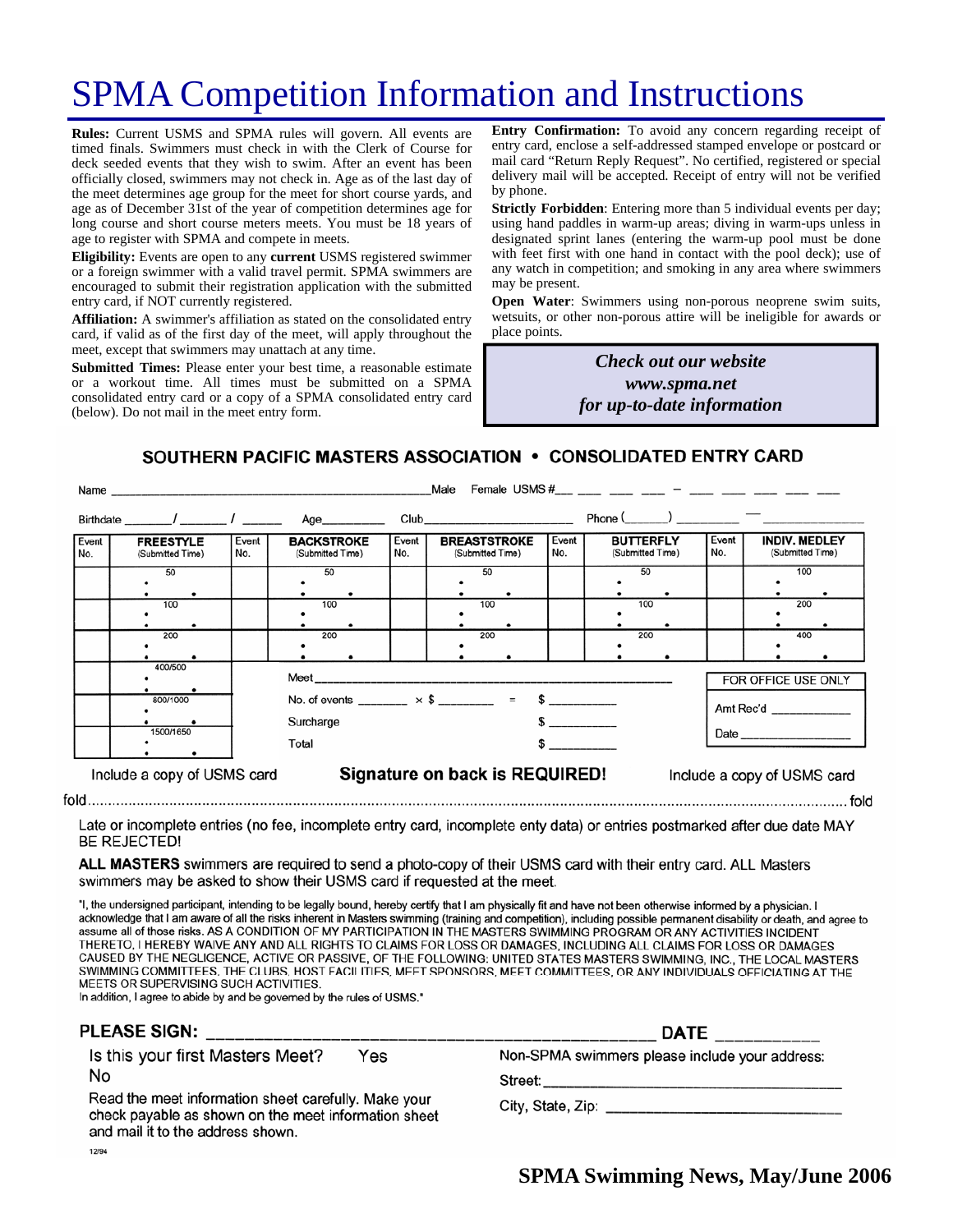# SPMA Competition Information and Instructions

**Rules:** Current USMS and SPMA rules will govern. All events are timed finals. Swimmers must check in with the Clerk of Course for deck seeded events that they wish to swim. After an event has been officially closed, swimmers may not check in. Age as of the last day of the meet determines age group for the meet for short course yards, and age as of December 31st of the year of competition determines age for long course and short course meters meets. You must be 18 years of age to register with SPMA and compete in meets.

**Eligibility:** Events are open to any **current** USMS registered swimmer or a foreign swimmer with a valid travel permit. SPMA swimmers are encouraged to submit their registration application with the submitted entry card, if NOT currently registered.

**Affiliation:** A swimmer's affiliation as stated on the consolidated entry card, if valid as of the first day of the meet, will apply throughout the meet, except that swimmers may unattach at any time.

**Submitted Times:** Please enter your best time, a reasonable estimate or a workout time. All times must be submitted on a SPMA consolidated entry card or a copy of a SPMA consolidated entry card (below). Do not mail in the meet entry form.

**Entry Confirmation:** To avoid any concern regarding receipt of entry card, enclose a self-addressed stamped envelope or postcard or mail card "Return Reply Request". No certified, registered or special delivery mail will be accepted. Receipt of entry will not be verified by phone.

**Strictly Forbidden**: Entering more than 5 individual events per day; using hand paddles in warm-up areas; diving in warm-ups unless in designated sprint lanes (entering the warm-up pool must be done with feet first with one hand in contact with the pool deck); use of any watch in competition; and smoking in any area where swimmers may be present.

**Open Water**: Swimmers using non-porous neoprene swim suits, wetsuits, or other non-porous attire will be ineligible for awards or place points.

***Check out our website***
***www.spma.net***
***for up-to-date information***

## SOUTHERN PACIFIC MASTERS ASSOCIATION • CONSOLIDATED ENTRY CARD

Name ______________________ Male Female USMS #___ ___ ___ ___ – ___ ___ ___ ___ ___

Birthdate ____/____/____ Age______ Club______________ Phone (____) ______ — ______

| Event No. | FREESTYLE (Submitted Time) | Event No. | BACKSTROKE (Submitted Time) | Event No. | BREASTSTROKE (Submitted Time) | Event No. | BUTTERFLY (Submitted Time) | Event No. | INDIV. MEDLEY (Submitted Time) |
|---|---|---|---|---|---|---|---|---|---|
| | 50 | | 50 | | 50 | | 50 | | 100 |
| | 100 | | 100 | | 100 | | 100 | | 200 |
| | 200 | | 200 | | 200 | | 200 | | 400 |
| | 400/500 | | | | | | | | |
| | 800/1000 | | | | | | | | |
| | 1500/1650 | | | | | | | | |

Meet ______________________

No. of events ______ × $ ______ = $ ______

Surcharge $ ______

Total $ ______

FOR OFFICE USE ONLY

Amt Rec'd ______

Date ______

Include a copy of USMS card **Signature on back is REQUIRED!** Include a copy of USMS card

fold ........................................................................ fold

Late or incomplete entries (no fee, incomplete entry card, incomplete enty data) or entries postmarked after due date MAY BE REJECTED!

**ALL MASTERS** swimmers are required to send a photo-copy of their USMS card with their entry card. ALL Masters swimmers may be asked to show their USMS card if requested at the meet.

"I, the undersigned participant, intending to be legally bound, hereby certify that I am physically fit and have not been otherwise informed by a physician. I acknowledge that I am aware of all the risks inherent in Masters swimming (training and competition), including possible permanent disability or death, and agree to assume all of those risks. AS A CONDITION OF MY PARTICIPATION IN THE MASTERS SWIMMING PROGRAM OR ANY ACTIVITIES INCIDENT THERETO, I HEREBY WAIVE ANY AND ALL RIGHTS TO CLAIMS FOR LOSS OR DAMAGES, INCLUDING ALL CLAIMS FOR LOSS OR DAMAGES CAUSED BY THE NEGLIGENCE, ACTIVE OR PASSIVE, OF THE FOLLOWING: UNITED STATES MASTERS SWIMMING, INC., THE LOCAL MASTERS SWIMMING COMMITTEES, THE CLUBS, HOST FACILITIES, MEET SPONSORS, MEET COMMITTEES, OR ANY INDIVIDUALS OFFICIATING AT THE MEETS OR SUPERVISING SUCH ACTIVITIES.
In addition, I agree to abide by and be governed by the rules of USMS."

**PLEASE SIGN:** ______________________ **DATE** ______

Is this your first Masters Meet? Yes No

Read the meet information sheet carefully. Make your check payable as shown on the meet information sheet and mail it to the address shown.

Non-SPMA swimmers please include your address:

Street: ______________________

City, State, Zip: ______________________

12/94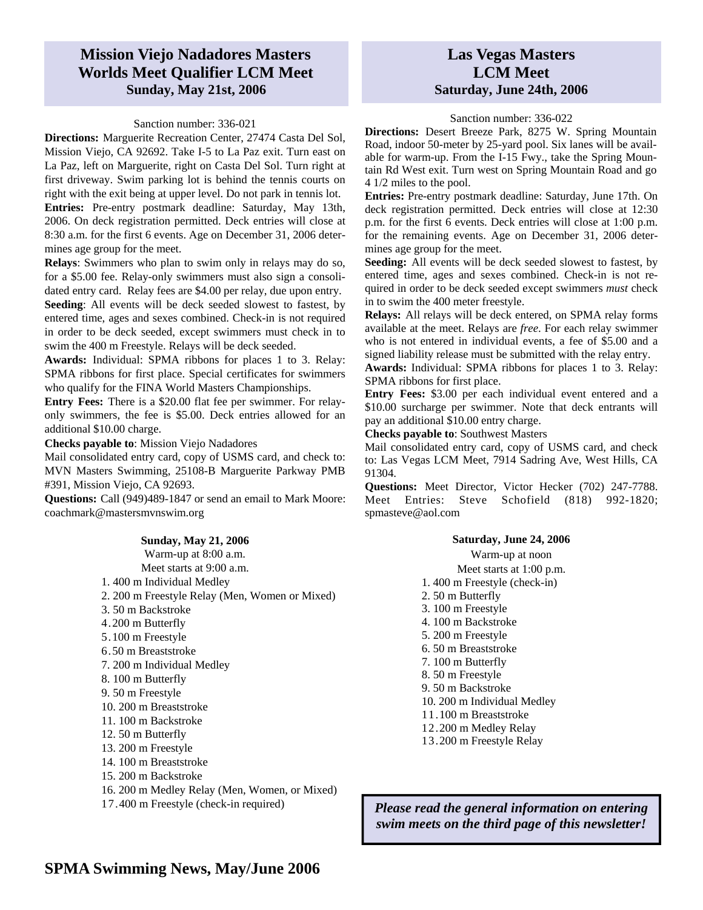## Mission Viejo Nadadores Masters Worlds Meet Qualifier LCM Meet

### Sunday, May 21st, 2006

Sanction number: 336-021

**Directions:** Marguerite Recreation Center, 27474 Casta Del Sol, Mission Viejo, CA 92692. Take I-5 to La Paz exit. Turn east on La Paz, left on Marguerite, right on Casta Del Sol. Turn right at first driveway. Swim parking lot is behind the tennis courts on right with the exit being at upper level. Do not park in tennis lot.

**Entries:** Pre-entry postmark deadline: Saturday, May 13th, 2006. On deck registration permitted. Deck entries will close at 8:30 a.m. for the first 6 events. Age on December 31, 2006 determines age group for the meet.

**Relays**: Swimmers who plan to swim only in relays may do so, for a $5.00 fee. Relay-only swimmers must also sign a consolidated entry card. Relay fees are $4.00 per relay, due upon entry.

**Seeding**: All events will be deck seeded slowest to fastest, by entered time, ages and sexes combined. Check-in is not required in order to be deck seeded, except swimmers must check in to swim the 400 m Freestyle. Relays will be deck seeded.

**Awards:** Individual: SPMA ribbons for places 1 to 3. Relay: SPMA ribbons for first place. Special certificates for swimmers who qualify for the FINA World Masters Championships.

**Entry Fees:** There is a $20.00 flat fee per swimmer. For relay-only swimmers, the fee is $5.00. Deck entries allowed for an additional $10.00 charge.

**Checks payable to**: Mission Viejo Nadadores

Mail consolidated entry card, copy of USMS card, and check to: MVN Masters Swimming, 25108-B Marguerite Parkway PMB #391, Mission Viejo, CA 92693.

**Questions:** Call (949)489-1847 or send an email to Mark Moore: coachmark@mastersmvnswim.org

**Sunday, May 21, 2006**

Warm-up at 8:00 a.m.

Meet starts at 9:00 a.m.

1. 400 m Individual Medley
2. 200 m Freestyle Relay (Men, Women or Mixed)
3. 50 m Backstroke
4. 200 m Butterfly
5. 100 m Freestyle
6. 50 m Breaststroke
7. 200 m Individual Medley
8. 100 m Butterfly
9. 50 m Freestyle
10. 200 m Breaststroke
11. 100 m Backstroke
12. 50 m Butterfly
13. 200 m Freestyle
14. 100 m Breaststroke
15. 200 m Backstroke
16. 200 m Medley Relay (Men, Women, or Mixed)
17. 400 m Freestyle (check-in required)

## Las Vegas Masters LCM Meet

### Saturday, June 24th, 2006

Sanction number: 336-022

**Directions:** Desert Breeze Park, 8275 W. Spring Mountain Road, indoor 50-meter by 25-yard pool. Six lanes will be available for warm-up. From the I-15 Fwy., take the Spring Mountain Rd West exit. Turn west on Spring Mountain Road and go 4 1/2 miles to the pool.

**Entries:** Pre-entry postmark deadline: Saturday, June 17th. On deck registration permitted. Deck entries will close at 12:30 p.m. for the first 6 events. Deck entries will close at 1:00 p.m. for the remaining events. Age on December 31, 2006 determines age group for the meet.

**Seeding:** All events will be deck seeded slowest to fastest, by entered time, ages and sexes combined. Check-in is not required in order to be deck seeded except swimmers *must* check in to swim the 400 meter freestyle.

**Relays:** All relays will be deck entered, on SPMA relay forms available at the meet. Relays are *free*. For each relay swimmer who is not entered in individual events, a fee of $5.00 and a signed liability release must be submitted with the relay entry.

**Awards:** Individual: SPMA ribbons for places 1 to 3. Relay: SPMA ribbons for first place.

**Entry Fees:** $3.00 per each individual event entered and a $10.00 surcharge per swimmer. Note that deck entrants will pay an additional $10.00 entry charge.

**Checks payable to**: Southwest Masters

Mail consolidated entry card, copy of USMS card, and check to: Las Vegas LCM Meet, 7914 Sadring Ave, West Hills, CA 91304.

**Questions:** Meet Director, Victor Hecker (702) 247-7788. Meet Entries: Steve Schofield (818) 992-1820; spmasteve@aol.com

**Saturday, June 24, 2006**

Warm-up at noon

Meet starts at 1:00 p.m.

1. 400 m Freestyle (check-in)
2. 50 m Butterfly
3. 100 m Freestyle
4. 100 m Backstroke
5. 200 m Freestyle
6. 50 m Breaststroke
7. 100 m Butterfly
8. 50 m Freestyle
9. 50 m Backstroke
10. 200 m Individual Medley
11. 100 m Breaststroke
12. 200 m Medley Relay
13. 200 m Freestyle Relay

***Please read the general information on entering swim meets on the third page of this newsletter!***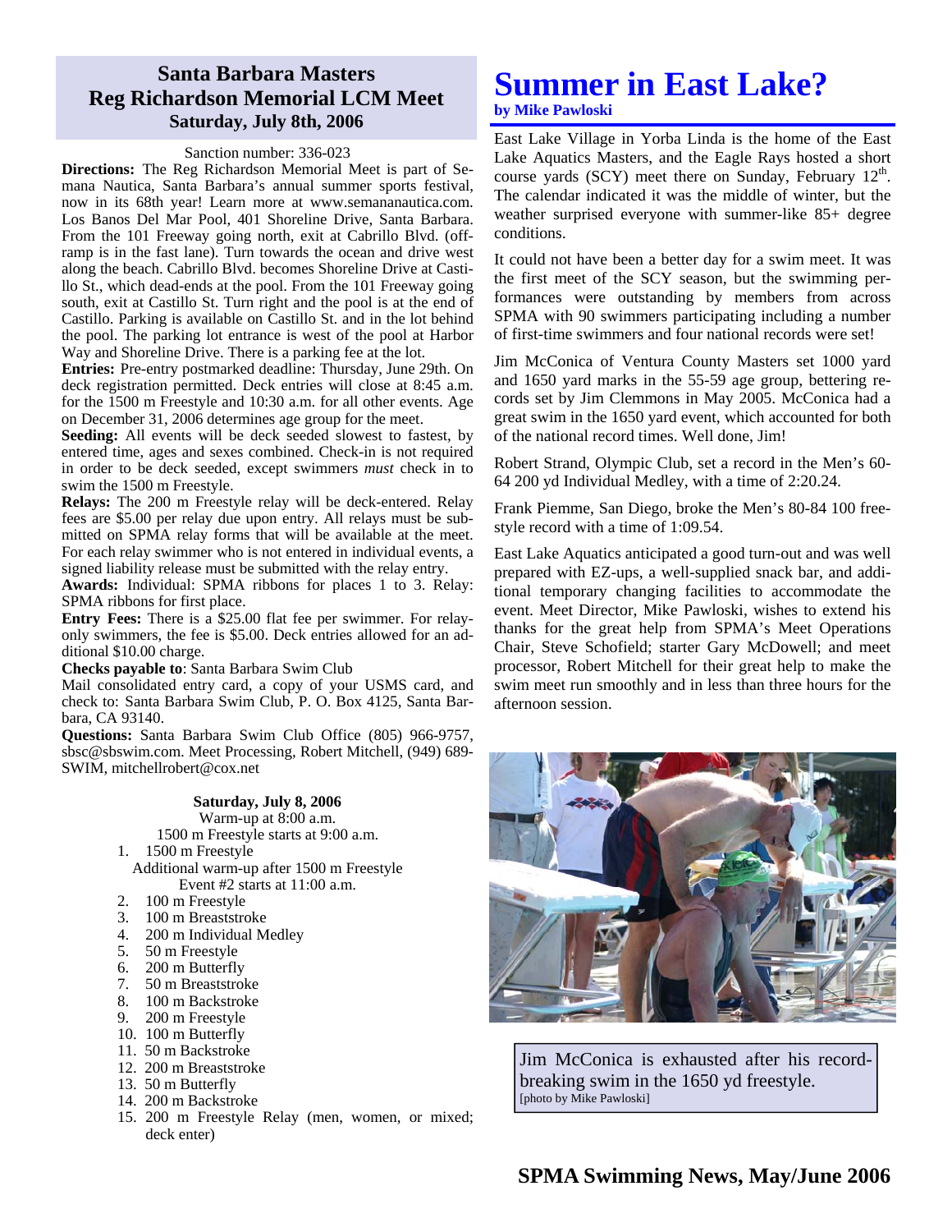## Santa Barbara Masters
## Reg Richardson Memorial LCM Meet
### Saturday, July 8th, 2006

Sanction number: 336-023

**Directions:** The Reg Richardson Memorial Meet is part of Semana Nautica, Santa Barbara's annual summer sports festival, now in its 68th year! Learn more at www.semananautica.com. Los Banos Del Mar Pool, 401 Shoreline Drive, Santa Barbara. From the 101 Freeway going north, exit at Cabrillo Blvd. (off-ramp is in the fast lane). Turn towards the ocean and drive west along the beach. Cabrillo Blvd. becomes Shoreline Drive at Castillo St., which dead-ends at the pool. From the 101 Freeway going south, exit at Castillo St. Turn right and the pool is at the end of Castillo. Parking is available on Castillo St. and in the lot behind the pool. The parking lot entrance is west of the pool at Harbor Way and Shoreline Drive. There is a parking fee at the lot.

**Entries:** Pre-entry postmarked deadline: Thursday, June 29th. On deck registration permitted. Deck entries will close at 8:45 a.m. for the 1500 m Freestyle and 10:30 a.m. for all other events. Age on December 31, 2006 determines age group for the meet.

**Seeding:** All events will be deck seeded slowest to fastest, by entered time, ages and sexes combined. Check-in is not required in order to be deck seeded, except swimmers *must* check in to swim the 1500 m Freestyle.

**Relays:** The 200 m Freestyle relay will be deck-entered. Relay fees are $5.00 per relay due upon entry. All relays must be submitted on SPMA relay forms that will be available at the meet. For each relay swimmer who is not entered in individual events, a signed liability release must be submitted with the relay entry.

**Awards:** Individual: SPMA ribbons for places 1 to 3. Relay: SPMA ribbons for first place.

**Entry Fees:** There is a $25.00 flat fee per swimmer. For relay-only swimmers, the fee is $5.00. Deck entries allowed for an additional $10.00 charge.

**Checks payable to**: Santa Barbara Swim Club

Mail consolidated entry card, a copy of your USMS card, and check to: Santa Barbara Swim Club, P. O. Box 4125, Santa Barbara, CA 93140.

**Questions:** Santa Barbara Swim Club Office (805) 966-9757, sbsc@sbswim.com. Meet Processing, Robert Mitchell, (949) 689-SWIM, mitchellrobert@cox.net

**Saturday, July 8, 2006**

Warm-up at 8:00 a.m.

1500 m Freestyle starts at 9:00 a.m.

1. 1500 m Freestyle

   Additional warm-up after 1500 m Freestyle

   Event #2 starts at 11:00 a.m.

2. 100 m Freestyle
3. 100 m Breaststroke
4. 200 m Individual Medley
5. 50 m Freestyle
6. 200 m Butterfly
7. 50 m Breaststroke
8. 100 m Backstroke
9. 200 m Freestyle
10. 100 m Butterfly
11. 50 m Backstroke
12. 200 m Breaststroke
13. 50 m Butterfly
14. 200 m Backstroke
15. 200 m Freestyle Relay (men, women, or mixed; deck enter)

# Summer in East Lake?

**by Mike Pawloski**

East Lake Village in Yorba Linda is the home of the East Lake Aquatics Masters, and the Eagle Rays hosted a short course yards (SCY) meet there on Sunday, February 12th. The calendar indicated it was the middle of winter, but the weather surprised everyone with summer-like 85+ degree conditions.

It could not have been a better day for a swim meet. It was the first meet of the SCY season, but the swimming performances were outstanding by members from across SPMA with 90 swimmers participating including a number of first-time swimmers and four national records were set!

Jim McConica of Ventura County Masters set 1000 yard and 1650 yard marks in the 55-59 age group, bettering records set by Jim Clemmons in May 2005. McConica had a great swim in the 1650 yard event, which accounted for both of the national record times. Well done, Jim!

Robert Strand, Olympic Club, set a record in the Men's 60-64 200 yd Individual Medley, with a time of 2:20.24.

Frank Piemme, San Diego, broke the Men's 80-84 100 freestyle record with a time of 1:09.54.

East Lake Aquatics anticipated a good turn-out and was well prepared with EZ-ups, a well-supplied snack bar, and additional temporary changing facilities to accommodate the event. Meet Director, Mike Pawloski, wishes to extend his thanks for the great help from SPMA's Meet Operations Chair, Steve Schofield; starter Gary McDowell; and meet processor, Robert Mitchell for their great help to make the swim meet run smoothly and in less than three hours for the afternoon session.

Jim McConica is exhausted after his record-breaking swim in the 1650 yd freestyle.
[photo by Mike Pawloski]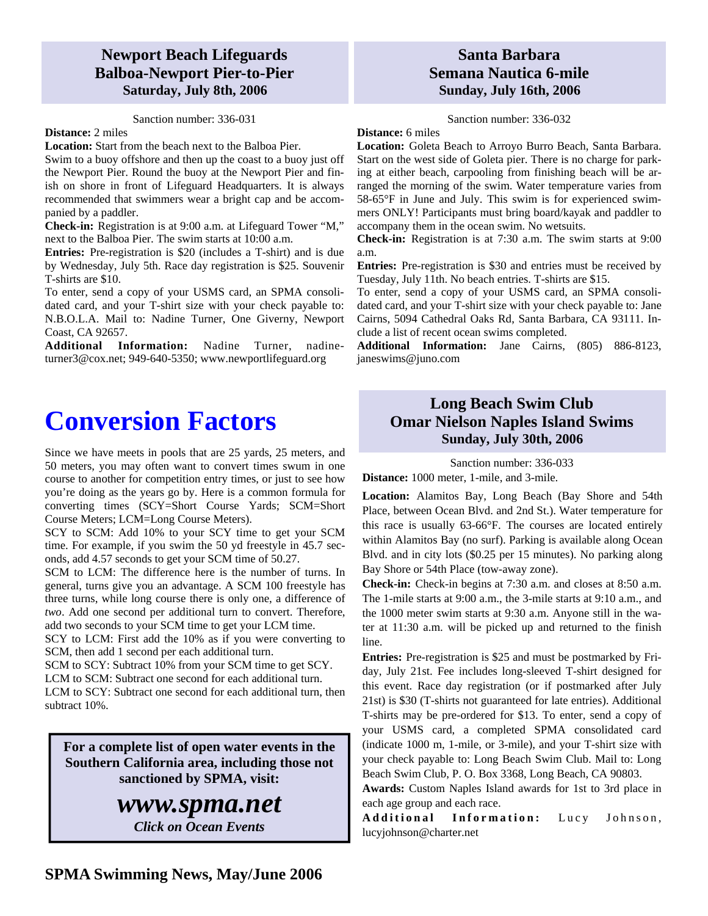## Newport Beach Lifeguards Balboa-Newport Pier-to-Pier

**Saturday, July 8th, 2006**

Sanction number: 336-031

**Distance:** 2 miles

**Location:** Start from the beach next to the Balboa Pier.

Swim to a buoy offshore and then up the coast to a buoy just off the Newport Pier. Round the buoy at the Newport Pier and finish on shore in front of Lifeguard Headquarters. It is always recommended that swimmers wear a bright cap and be accompanied by a paddler.

**Check-in:** Registration is at 9:00 a.m. at Lifeguard Tower "M," next to the Balboa Pier. The swim starts at 10:00 a.m.

**Entries:** Pre-registration is $20 (includes a T-shirt) and is due by Wednesday, July 5th. Race day registration is $25. Souvenir T-shirts are $10.

To enter, send a copy of your USMS card, an SPMA consolidated card, and your T-shirt size with your check payable to: N.B.O.L.A. Mail to: Nadine Turner, One Giverny, Newport Coast, CA 92657.

**Additional Information:** Nadine Turner, nadineturner3@cox.net; 949-640-5350; www.newportlifeguard.org

## Santa Barbara Semana Nautica 6-mile

**Sunday, July 16th, 2006**

Sanction number: 336-032

**Distance:** 6 miles

**Location:** Goleta Beach to Arroyo Burro Beach, Santa Barbara. Start on the west side of Goleta pier. There is no charge for parking at either beach, carpooling from finishing beach will be arranged the morning of the swim. Water temperature varies from 58-65°F in June and July. This swim is for experienced swimmers ONLY! Participants must bring board/kayak and paddler to accompany them in the ocean swim. No wetsuits.

**Check-in:** Registration is at 7:30 a.m. The swim starts at 9:00 a.m.

**Entries:** Pre-registration is $30 and entries must be received by Tuesday, July 11th. No beach entries. T-shirts are $15.

To enter, send a copy of your USMS card, an SPMA consolidated card, and your T-shirt size with your check payable to: Jane Cairns, 5094 Cathedral Oaks Rd, Santa Barbara, CA 93111. Include a list of recent ocean swims completed.

**Additional Information:** Jane Cairns, (805) 886-8123, janeswims@juno.com

# Conversion Factors

Since we have meets in pools that are 25 yards, 25 meters, and 50 meters, you may often want to convert times swum in one course to another for competition entry times, or just to see how you're doing as the years go by. Here is a common formula for converting times (SCY=Short Course Yards; SCM=Short Course Meters; LCM=Long Course Meters).

SCY to SCM: Add 10% to your SCY time to get your SCM time. For example, if you swim the 50 yd freestyle in 45.7 seconds, add 4.57 seconds to get your SCM time of 50.27.

SCM to LCM: The difference here is the number of turns. In general, turns give you an advantage. A SCM 100 freestyle has three turns, while long course there is only one, a difference of *two*. Add one second per additional turn to convert. Therefore, add two seconds to your SCM time to get your LCM time.

SCY to LCM: First add the 10% as if you were converting to SCM, then add 1 second per each additional turn.

SCM to SCY: Subtract 10% from your SCM time to get SCY.

LCM to SCM: Subtract one second for each additional turn.

LCM to SCY: Subtract one second for each additional turn, then subtract 10%.

**For a complete list of open water events in the Southern California area, including those not sanctioned by SPMA, visit:**

***www.spma.net***

***Click on Ocean Events***

## Long Beach Swim Club Omar Nielson Naples Island Swims

**Sunday, July 30th, 2006**

Sanction number: 336-033

**Distance:** 1000 meter, 1-mile, and 3-mile.

**Location:** Alamitos Bay, Long Beach (Bay Shore and 54th Place, between Ocean Blvd. and 2nd St.). Water temperature for this race is usually 63-66°F. The courses are located entirely within Alamitos Bay (no surf). Parking is available along Ocean Blvd. and in city lots ($0.25 per 15 minutes). No parking along Bay Shore or 54th Place (tow-away zone).

**Check-in:** Check-in begins at 7:30 a.m. and closes at 8:50 a.m. The 1-mile starts at 9:00 a.m., the 3-mile starts at 9:10 a.m., and the 1000 meter swim starts at 9:30 a.m. Anyone still in the water at 11:30 a.m. will be picked up and returned to the finish line.

**Entries:** Pre-registration is $25 and must be postmarked by Friday, July 21st. Fee includes long-sleeved T-shirt designed for this event. Race day registration (or if postmarked after July 21st) is $30 (T-shirts not guaranteed for late entries). Additional T-shirts may be pre-ordered for $13. To enter, send a copy of your USMS card, a completed SPMA consolidated card (indicate 1000 m, 1-mile, or 3-mile), and your T-shirt size with your check payable to: Long Beach Swim Club. Mail to: Long Beach Swim Club, P. O. Box 3368, Long Beach, CA 90803.

**Awards:** Custom Naples Island awards for 1st to 3rd place in each age group and each race.

**Additional Information:** Lucy Johnson, lucyjohnson@charter.net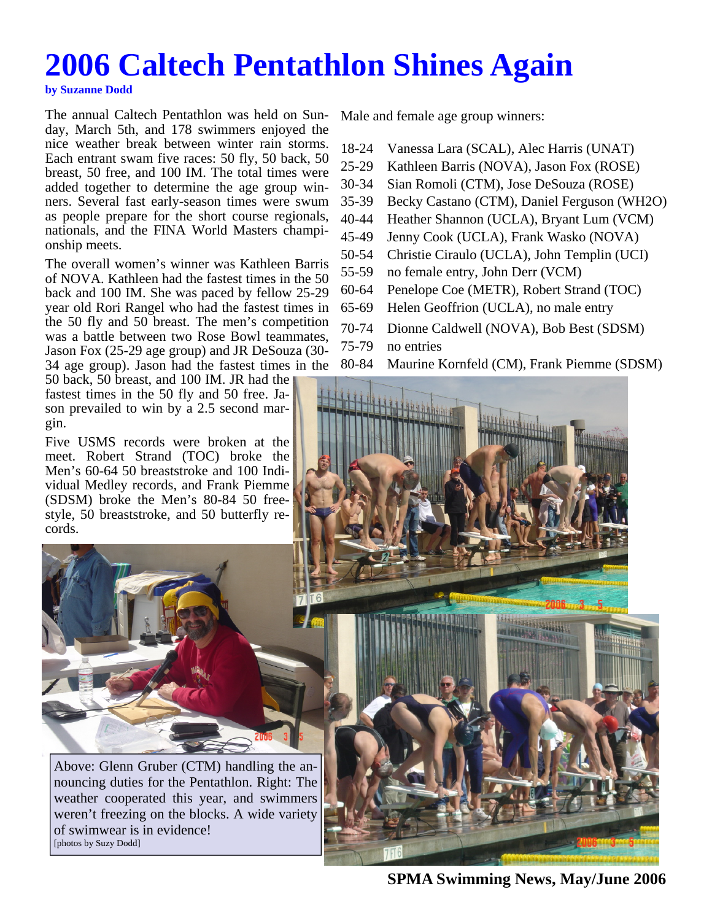# 2006 Caltech Pentathlon Shines Again

**by Suzanne Dodd**

The annual Caltech Pentathlon was held on Sunday, March 5th, and 178 swimmers enjoyed the nice weather break between winter rain storms. Each entrant swam five races: 50 fly, 50 back, 50 breast, 50 free, and 100 IM. The total times were added together to determine the age group winners. Several fast early-season times were swum as people prepare for the short course regionals, nationals, and the FINA World Masters championship meets.

The overall women's winner was Kathleen Barris of NOVA. Kathleen had the fastest times in the 50 back and 100 IM. She was paced by fellow 25-29 year old Rori Rangel who had the fastest times in the 50 fly and 50 breast. The men's competition was a battle between two Rose Bowl teammates, Jason Fox (25-29 age group) and JR DeSouza (30-34 age group). Jason had the fastest times in the 50 back, 50 breast, and 100 IM. JR had the fastest times in the 50 fly and 50 free. Jason prevailed to win by a 2.5 second margin.

Five USMS records were broken at the meet. Robert Strand (TOC) broke the Men's 60-64 50 breaststroke and 100 Individual Medley records, and Frank Piemme (SDSM) broke the Men's 80-84 50 freestyle, 50 breaststroke, and 50 butterfly records.

Male and female age group winners:

| | |
|---|---|
| 18-24 | Vanessa Lara (SCAL), Alec Harris (UNAT) |
| 25-29 | Kathleen Barris (NOVA), Jason Fox (ROSE) |
| 30-34 | Sian Romoli (CTM), Jose DeSouza (ROSE) |
| 35-39 | Becky Castano (CTM), Daniel Ferguson (WH2O) |
| 40-44 | Heather Shannon (UCLA), Bryant Lum (VCM) |
| 45-49 | Jenny Cook (UCLA), Frank Wasko (NOVA) |
| 50-54 | Christie Ciraulo (UCLA), John Templin (UCI) |
| 55-59 | no female entry, John Derr (VCM) |
| 60-64 | Penelope Coe (METR), Robert Strand (TOC) |
| 65-69 | Helen Geoffrion (UCLA), no male entry |
| 70-74 | Dionne Caldwell (NOVA), Bob Best (SDSM) |
| 75-79 | no entries |
| 80-84 | Maurine Kornfeld (CM), Frank Piemme (SDSM) |

Above: Glenn Gruber (CTM) handling the announcing duties for the Pentathlon. Right: The weather cooperated this year, and swimmers weren't freezing on the blocks. A wide variety of swimwear is in evidence!
[photos by Suzy Dodd]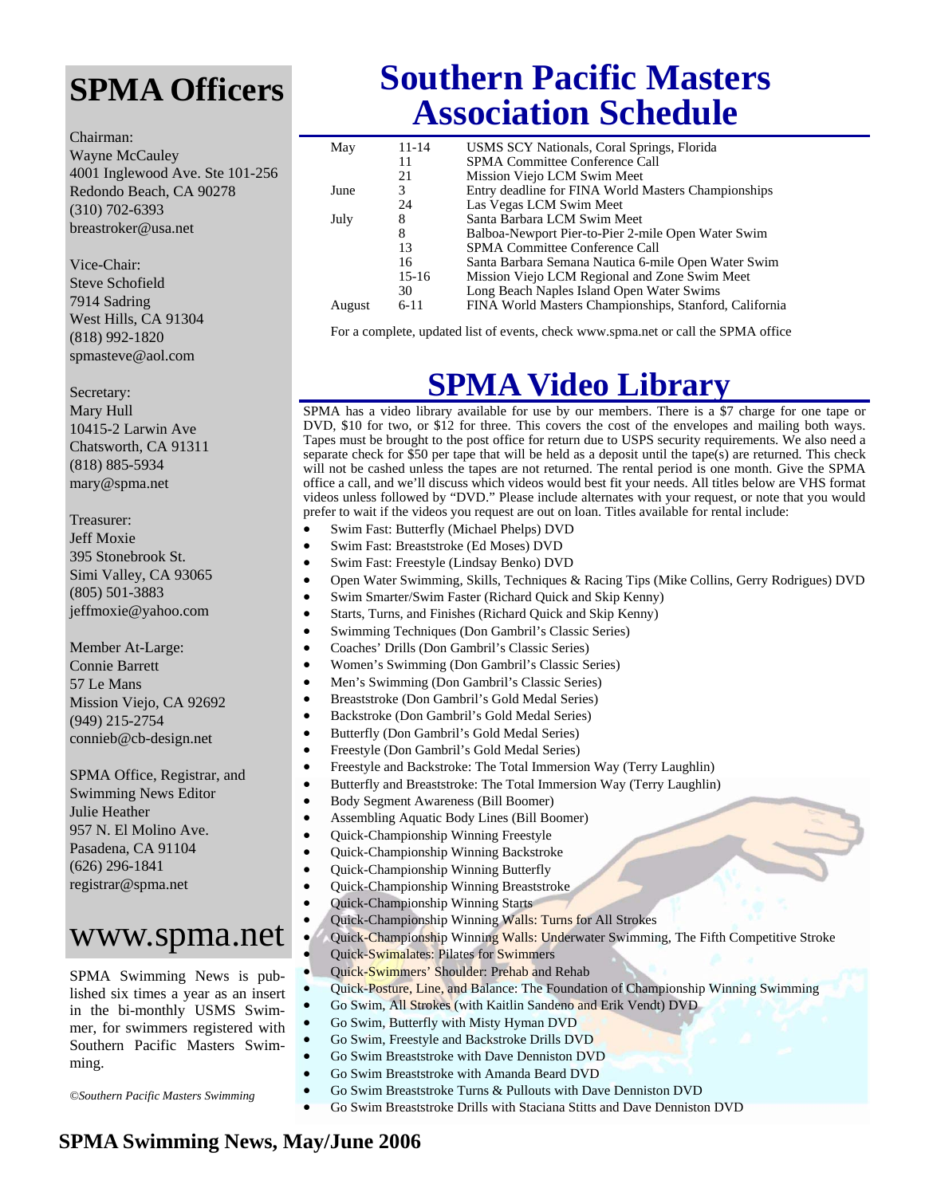# SPMA Officers

Chairman:
Wayne McCauley
4001 Inglewood Ave. Ste 101-256
Redondo Beach, CA 90278
(310) 702-6393
breastroker@usa.net

Vice-Chair:
Steve Schofield
7914 Sadring
West Hills, CA 91304
(818) 992-1820
spmasteve@aol.com

Secretary:
Mary Hull
10415-2 Larwin Ave
Chatsworth, CA 91311
(818) 885-5934
mary@spma.net

Treasurer:
Jeff Moxie
395 Stonebrook St.
Simi Valley, CA 93065
(805) 501-3883
jeffmoxie@yahoo.com

Member At-Large:
Connie Barrett
57 Le Mans
Mission Viejo, CA 92692
(949) 215-2754
connieb@cb-design.net

SPMA Office, Registrar, and Swimming News Editor
Julie Heather
957 N. El Molino Ave.
Pasadena, CA 91104
(626) 296-1841
registrar@spma.net

## www.spma.net

SPMA Swimming News is published six times a year as an insert in the bi-monthly USMS Swimmer, for swimmers registered with Southern Pacific Masters Swimming.

*©Southern Pacific Masters Swimming*

# Southern Pacific Masters Association Schedule

| | | |
|---|---|---|
| May | 11-14 | USMS SCY Nationals, Coral Springs, Florida |
| | 11 | SPMA Committee Conference Call |
| | 21 | Mission Viejo LCM Swim Meet |
| June | 3 | Entry deadline for FINA World Masters Championships |
| | 24 | Las Vegas LCM Swim Meet |
| July | 8 | Santa Barbara LCM Swim Meet |
| | 8 | Balboa-Newport Pier-to-Pier 2-mile Open Water Swim |
| | 13 | SPMA Committee Conference Call |
| | 16 | Santa Barbara Semana Nautica 6-mile Open Water Swim |
| | 15-16 | Mission Viejo LCM Regional and Zone Swim Meet |
| | 30 | Long Beach Naples Island Open Water Swims |
| August | 6-11 | FINA World Masters Championships, Stanford, California |

For a complete, updated list of events, check www.spma.net or call the SPMA office

# SPMA Video Library

SPMA has a video library available for use by our members. There is a $7 charge for one tape or DVD, $10 for two, or $12 for three. This covers the cost of the envelopes and mailing both ways. Tapes must be brought to the post office for return due to USPS security requirements. We also need a separate check for $50 per tape that will be held as a deposit until the tape(s) are returned. This check will not be cashed unless the tapes are not returned. The rental period is one month. Give the SPMA office a call, and we'll discuss which videos would best fit your needs. All titles below are VHS format videos unless followed by "DVD." Please include alternates with your request, or note that you would prefer to wait if the videos you request are out on loan. Titles available for rental include:

- Swim Fast: Butterfly (Michael Phelps) DVD
- Swim Fast: Breaststroke (Ed Moses) DVD
- Swim Fast: Freestyle (Lindsay Benko) DVD
- Open Water Swimming, Skills, Techniques & Racing Tips (Mike Collins, Gerry Rodrigues) DVD
- Swim Smarter/Swim Faster (Richard Quick and Skip Kenny)
- Starts, Turns, and Finishes (Richard Quick and Skip Kenny)
- Swimming Techniques (Don Gambril's Classic Series)
- Coaches' Drills (Don Gambril's Classic Series)
- Women's Swimming (Don Gambril's Classic Series)
- Men's Swimming (Don Gambril's Classic Series)
- Breaststroke (Don Gambril's Gold Medal Series)
- Backstroke (Don Gambril's Gold Medal Series)
- Butterfly (Don Gambril's Gold Medal Series)
- Freestyle (Don Gambril's Gold Medal Series)
- Freestyle and Backstroke: The Total Immersion Way (Terry Laughlin)
- Butterfly and Breaststroke: The Total Immersion Way (Terry Laughlin)
- Body Segment Awareness (Bill Boomer)
- Assembling Aquatic Body Lines (Bill Boomer)
- Quick-Championship Winning Freestyle
- Quick-Championship Winning Backstroke
- Quick-Championship Winning Butterfly
- Quick-Championship Winning Breaststroke
- Quick-Championship Winning Starts
- Quick-Championship Winning Walls: Turns for All Strokes
- Quick-Championship Winning Walls: Underwater Swimming, The Fifth Competitive Stroke
- Quick-Swimalates: Pilates for Swimmers
- Quick-Swimmers' Shoulder: Prehab and Rehab
- Quick-Posture, Line, and Balance: The Foundation of Championship Winning Swimming
- Go Swim, All Strokes (with Kaitlin Sandeno and Erik Vendt) DVD
- Go Swim, Butterfly with Misty Hyman DVD
- Go Swim, Freestyle and Backstroke Drills DVD
- Go Swim Breaststroke with Dave Denniston DVD
- Go Swim Breaststroke with Amanda Beard DVD
- Go Swim Breaststroke Turns & Pullouts with Dave Denniston DVD
- Go Swim Breaststroke Drills with Staciana Stitts and Dave Denniston DVD

**SPMA Swimming News, May/June 2006**